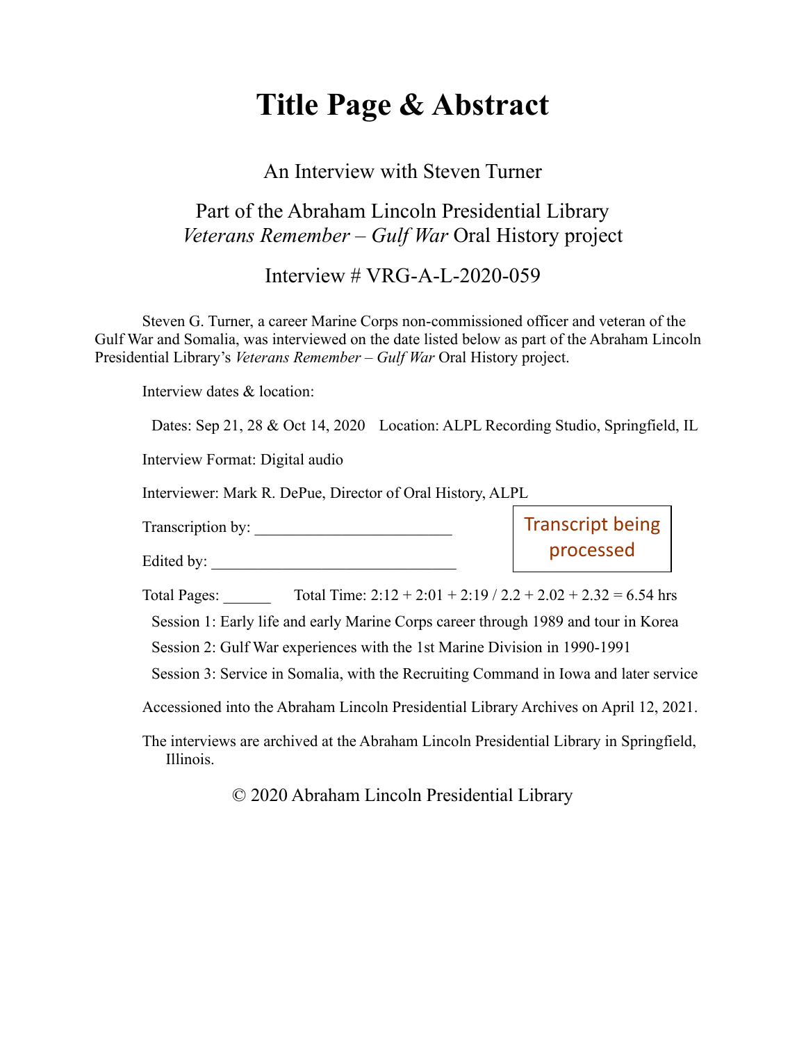# Title Page & Abstract

An Interview with Steven Turner

Part of the Abraham Lincoln Presidential Library
*Veterans Remember – Gulf War* Oral History project

Interview # VRG-A-L-2020-059

Steven G. Turner, a career Marine Corps non-commissioned officer and veteran of the Gulf War and Somalia, was interviewed on the date listed below as part of the Abraham Lincoln Presidential Library's *Veterans Remember – Gulf War* Oral History project.

Interview dates & location:

Dates: Sep 21, 28 & Oct 14, 2020 Location: ALPL Recording Studio, Springfield, IL

Interview Format: Digital audio

Interviewer: Mark R. DePue, Director of Oral History, ALPL

Transcription by: ________________________

Edited by: ______________________________

Transcript being processed

Total Pages: ______ Total Time: 2:12 + 2:01 + 2:19 / 2.2 + 2.02 + 2.32 = 6.54 hrs

Session 1: Early life and early Marine Corps career through 1989 and tour in Korea

Session 2: Gulf War experiences with the 1st Marine Division in 1990-1991

Session 3: Service in Somalia, with the Recruiting Command in Iowa and later service

Accessioned into the Abraham Lincoln Presidential Library Archives on April 12, 2021.

The interviews are archived at the Abraham Lincoln Presidential Library in Springfield, Illinois.

© 2020 Abraham Lincoln Presidential Library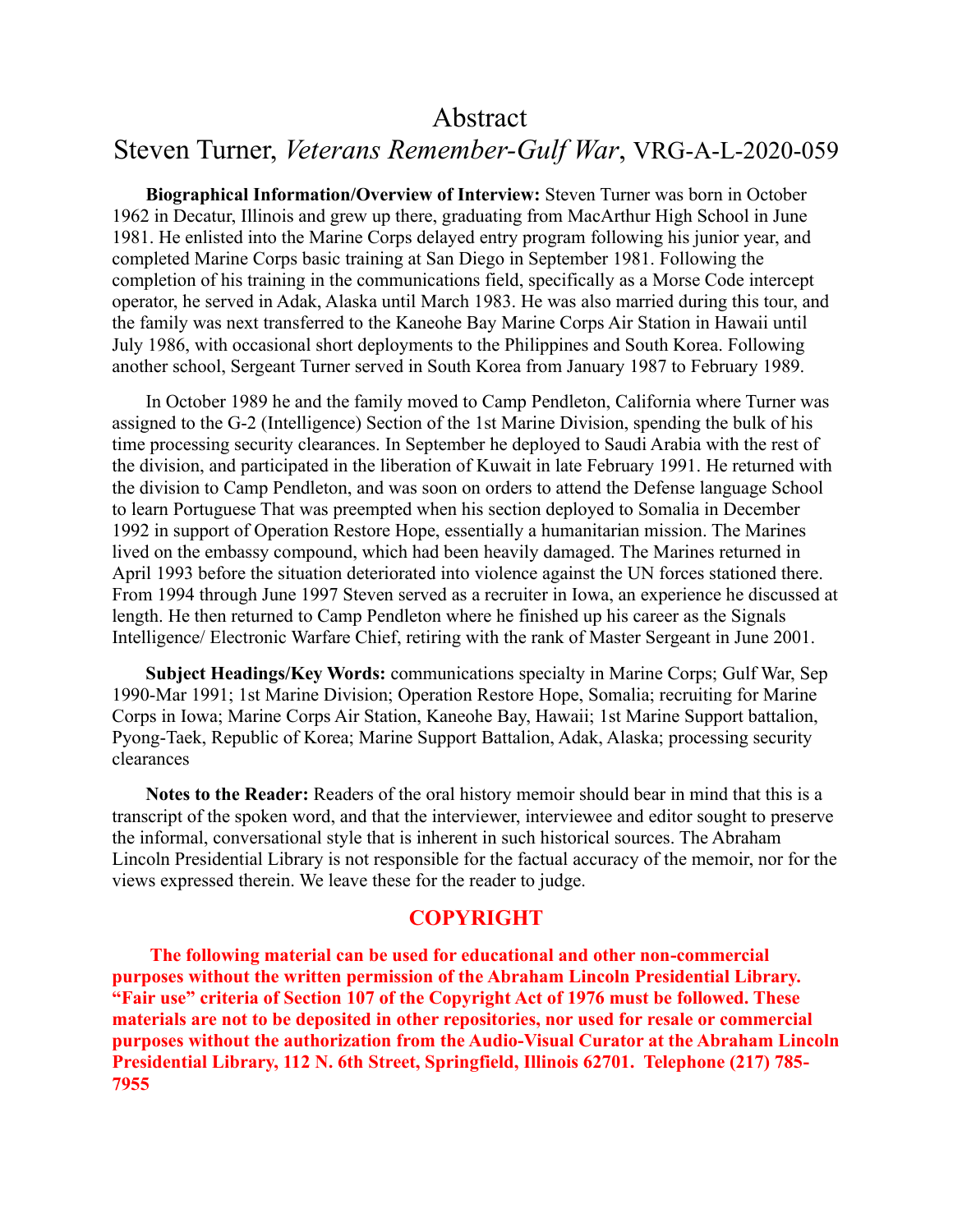# Abstract

## Steven Turner, *Veterans Remember-Gulf War*, VRG-A-L-2020-059

**Biographical Information/Overview of Interview:** Steven Turner was born in October 1962 in Decatur, Illinois and grew up there, graduating from MacArthur High School in June 1981. He enlisted into the Marine Corps delayed entry program following his junior year, and completed Marine Corps basic training at San Diego in September 1981. Following the completion of his training in the communications field, specifically as a Morse Code intercept operator, he served in Adak, Alaska until March 1983. He was also married during this tour, and the family was next transferred to the Kaneohe Bay Marine Corps Air Station in Hawaii until July 1986, with occasional short deployments to the Philippines and South Korea. Following another school, Sergeant Turner served in South Korea from January 1987 to February 1989.

In October 1989 he and the family moved to Camp Pendleton, California where Turner was assigned to the G-2 (Intelligence) Section of the 1st Marine Division, spending the bulk of his time processing security clearances. In September he deployed to Saudi Arabia with the rest of the division, and participated in the liberation of Kuwait in late February 1991. He returned with the division to Camp Pendleton, and was soon on orders to attend the Defense language School to learn Portuguese That was preempted when his section deployed to Somalia in December 1992 in support of Operation Restore Hope, essentially a humanitarian mission. The Marines lived on the embassy compound, which had been heavily damaged. The Marines returned in April 1993 before the situation deteriorated into violence against the UN forces stationed there. From 1994 through June 1997 Steven served as a recruiter in Iowa, an experience he discussed at length. He then returned to Camp Pendleton where he finished up his career as the Signals Intelligence/ Electronic Warfare Chief, retiring with the rank of Master Sergeant in June 2001.

**Subject Headings/Key Words:** communications specialty in Marine Corps; Gulf War, Sep 1990-Mar 1991; 1st Marine Division; Operation Restore Hope, Somalia; recruiting for Marine Corps in Iowa; Marine Corps Air Station, Kaneohe Bay, Hawaii; 1st Marine Support battalion, Pyong-Taek, Republic of Korea; Marine Support Battalion, Adak, Alaska; processing security clearances

**Notes to the Reader:** Readers of the oral history memoir should bear in mind that this is a transcript of the spoken word, and that the interviewer, interviewee and editor sought to preserve the informal, conversational style that is inherent in such historical sources. The Abraham Lincoln Presidential Library is not responsible for the factual accuracy of the memoir, nor for the views expressed therein. We leave these for the reader to judge.

## COPYRIGHT

**The following material can be used for educational and other non-commercial purposes without the written permission of the Abraham Lincoln Presidential Library. "Fair use" criteria of Section 107 of the Copyright Act of 1976 must be followed. These materials are not to be deposited in other repositories, nor used for resale or commercial purposes without the authorization from the Audio-Visual Curator at the Abraham Lincoln Presidential Library, 112 N. 6th Street, Springfield, Illinois 62701. Telephone (217) 785-7955**